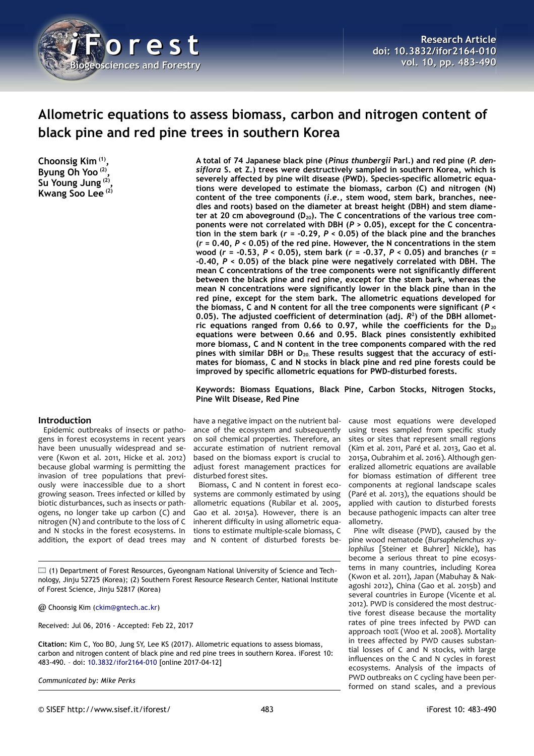# Allometric equations to assess biomass, carbon and nitrogen content of black pine and red pine trees in southern Korea

**Choonsig Kim [1], Byung Oh Yoo [2], Su Young Jung [2], Kwang Soo Lee [2]**

**A total of 74 Japanese black pine (*Pinus thunbergii* Parl.) and red pine (*P. densiflora* S. et Z.) trees were destructively sampled in southern Korea, which is severely affected by pine wilt disease (PWD). Species-specific allometric equations were developed to estimate the biomass, carbon (C) and nitrogen (N) content of the tree components (*i.e.*, stem wood, stem bark, branches, needles and roots) based on the diameter at breast height (DBH) and stem diameter at 20 cm aboveground ($D_{20}$). The C concentrations of the various tree components were not correlated with DBH ($P$ > 0.05), except for the C concentration in the stem bark ($r$ = -0.29, $P$ < 0.05) of the black pine and the branches ($r$ = 0.40, $P$ < 0.05) of the red pine. However, the N concentrations in the stem wood ($r$ = -0.53, $P$ < 0.05), stem bark ($r$ = -0.37, $P$ < 0.05) and branches ($r$ = -0.40, $P$ < 0.05) of the black pine were negatively correlated with DBH. The mean C concentrations of the tree components were not significantly different between the black pine and red pine, except for the stem bark, whereas the mean N concentrations were significantly lower in the black pine than in the red pine, except for the stem bark. The allometric equations developed for the biomass, C and N content for all the tree components were significant ($P$ < 0.05). The adjusted coefficient of determination (adj. $R^2$) of the DBH allometric equations ranged from 0.66 to 0.97, while the coefficients for the $D_{20}$ equations were between 0.66 and 0.95. Black pines consistently exhibited more biomass, C and N content in the tree components compared with the red pines with similar DBH or $D_{20}$. These results suggest that the accuracy of estimates for biomass, C and N stocks in black pine and red pine forests could be improved by specific allometric equations for PWD-disturbed forests.**

**Keywords: Biomass Equations, Black Pine, Carbon Stocks, Nitrogen Stocks, Pine Wilt Disease, Red Pine**

## Introduction

Epidemic outbreaks of insects or pathogens in forest ecosystems in recent years have been unusually widespread and severe (Kwon et al. 2011, Hicke et al. 2012) because global warming is permitting the invasion of tree populations that previously were inaccessible due to a short growing season. Trees infected or killed by biotic disturbances, such as insects or pathogens, no longer take up carbon (C) and nitrogen (N) and contribute to the loss of C and N stocks in the forest ecosystems. In addition, the export of dead trees may have a negative impact on the nutrient balance of the ecosystem and subsequently on soil chemical properties. Therefore, an accurate estimation of nutrient removal based on the biomass export is crucial to adjust forest management practices for disturbed forest sites.

Biomass, C and N content in forest ecosystems are commonly estimated by using allometric equations (Rubilar et al. 2005, Gao et al. 2015a). However, there is an inherent difficulty in using allometric equations to estimate multiple-scale biomass, C and N content of disturbed forests because most equations were developed using trees sampled from specific study sites or sites that represent small regions (Kim et al. 2011, Paré et al. 2013, Gao et al. 2015a, Oubrahim et al. 2016). Although generalized allometric equations are available for biomass estimation of different tree components at regional landscape scales (Paré et al. 2013), the equations should be applied with caution to disturbed forests because pathogenic impacts can alter tree allometry.

Pine wilt disease (PWD), caused by the pine wood nematode (*Bursaphelenchus xylophilus* [Steiner et Buhrer] Nickle), has become a serious threat to pine ecosystems in many countries, including Korea (Kwon et al. 2011), Japan (Mabuhay & Nakagoshi 2012), China (Gao et al. 2015b) and several countries in Europe (Vicente et al. 2012). PWD is considered the most destructive forest disease because the mortality rates of pine trees infected by PWD can approach 100% (Woo et al. 2008). Mortality in trees affected by PWD causes substantial losses of C and N stocks, with large influences on the C and N cycles in forest ecosystems. Analysis of the impacts of PWD outbreaks on C cycling have been performed on stand scales, and a previous

(1) Department of Forest Resources, Gyeongnam National University of Science and Technology, Jinju 52725 (Korea); (2) Southern Forest Resource Research Center, National Institute of Forest Science, Jinju 52817 (Korea)

@ Choonsig Kim (ckim@gntech.ac.kr)

Received: Jul 06, 2016 - Accepted: Feb 22, 2017

**Citation:** Kim C, Yoo BO, Jung SY, Lee KS (2017). Allometric equations to assess biomass, carbon and nitrogen content of black pine and red pine trees in southern Korea. iForest 10: 483-490. – doi: 10.3832/ifor2164-010 [online 2017-04-12]

*Communicated by: Mike Perks*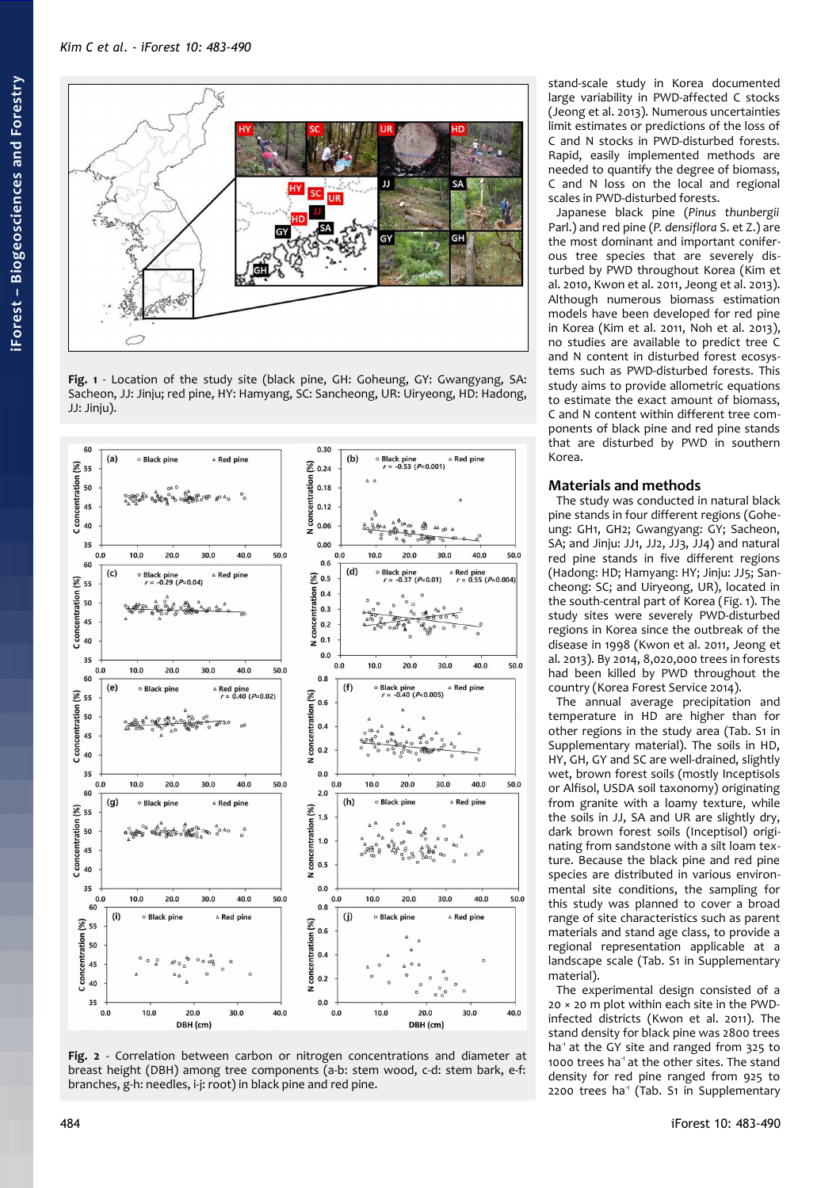Fig. 1 - Location of the study site (black pine, GH: Goheung, GY: Gwangyang, SA: Sacheon, JJ: Jinju; red pine, HY: Hamyang, SC: Sancheong, UR: Uiryeong, HD: Hadong, JJ: Jinju).

Fig. 2 - Correlation between carbon or nitrogen concentrations and diameter at breast height (DBH) among tree components (a-b: stem wood, c-d: stem bark, e-f: branches, g-h: needles, i-j: root) in black pine and red pine.

stand-scale study in Korea documented large variability in PWD-affected C stocks (Jeong et al. 2013). Numerous uncertainties limit estimates or predictions of the loss of C and N stocks in PWD-disturbed forests. Rapid, easily implemented methods are needed to quantify the degree of biomass, C and N loss on the local and regional scales in PWD-disturbed forests.

Japanese black pine (*Pinus thunbergii* Parl.) and red pine (*P. densiflora* S. et Z.) are the most dominant and important coniferous tree species that are severely disturbed by PWD throughout Korea (Kim et al. 2010, Kwon et al. 2011, Jeong et al. 2013). Although numerous biomass estimation models have been developed for red pine in Korea (Kim et al. 2011, Noh et al. 2013), no studies are available to predict tree C and N content in disturbed forest ecosystems such as PWD-disturbed forests. This study aims to provide allometric equations to estimate the exact amount of biomass, C and N content within different tree components of black pine and red pine stands that are disturbed by PWD in southern Korea.

## Materials and methods

The study was conducted in natural black pine stands in four different regions (Goheung: GH1, GH2; Gwangyang: GY; Sacheon, SA; and Jinju: JJ1, JJ2, JJ3, JJ4) and natural red pine stands in five different regions (Hadong: HD; Hamyang: HY; Jinju: JJ5; Sancheong: SC; and Uiryeong, UR), located in the south-central part of Korea (Fig. 1). The study sites were severely PWD-disturbed regions in Korea since the outbreak of the disease in 1998 (Kwon et al. 2011, Jeong et al. 2013). By 2014, 8,020,000 trees in forests had been killed by PWD throughout the country (Korea Forest Service 2014).

The annual average precipitation and temperature in HD are higher than for other regions in the study area (Tab. S1 in Supplementary material). The soils in HD, HY, GH, GY and SC are well-drained, slightly wet, brown forest soils (mostly Inceptisols or Alfisol, USDA soil taxonomy) originating from granite with a loamy texture, while the soils in JJ, SA and UR are slightly dry, dark brown forest soils (Inceptisol) originating from sandstone with a silt loam texture. Because the black pine and red pine species are distributed in various environmental site conditions, the sampling for this study was planned to cover a broad range of site characteristics such as parent materials and stand age class, to provide a regional representation applicable at a landscape scale (Tab. S1 in Supplementary material).

The experimental design consisted of a 20 × 20 m plot within each site in the PWD-infected districts (Kwon et al. 2011). The stand density for black pine was 2800 trees ha$^{-1}$ at the GY site and ranged from 325 to 1000 trees ha$^{-1}$ at the other sites. The stand density for red pine ranged from 925 to 2200 trees ha$^{-1}$ (Tab. S1 in Supplementary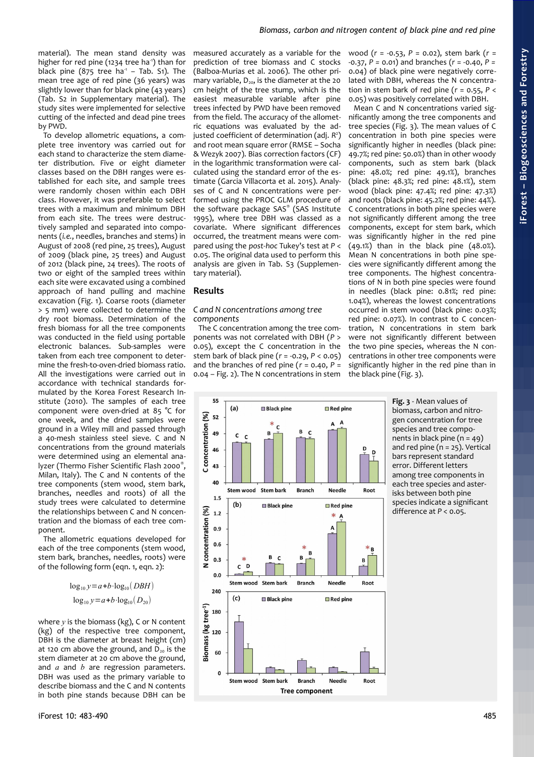material). The mean stand density was higher for red pine (1234 tree $ha^{-1}$) than for black pine (875 tree $ha^{-1}$ – Tab. S1). The mean tree age of red pine (36 years) was slightly lower than for black pine (43 years) (Tab. S2 in Supplementary material). The study sites were implemented for selective cutting of the infected and dead pine trees by PWD.

To develop allometric equations, a complete tree inventory was carried out for each stand to characterize the stem diameter distribution. Five or eight diameter classes based on the DBH ranges were established for each site, and sample trees were randomly chosen within each DBH class. However, it was preferable to select trees with a maximum and minimum DBH from each site. The trees were destructively sampled and separated into components (*i.e.*, needles, branches and stems) in August of 2008 (red pine, 25 trees), August of 2009 (black pine, 25 trees) and August of 2012 (black pine, 24 trees). The roots of two or eight of the sampled trees within each site were excavated using a combined approach of hand pulling and machine excavation (Fig. 1). Coarse roots (diameter > 5 mm) were collected to determine the dry root biomass. Determination of the fresh biomass for all the tree components was conducted in the field using portable electronic balances. Sub-samples were taken from each tree component to determine the fresh-to-oven-dried biomass ratio. All the investigations were carried out in accordance with technical standards formulated by the Korea Forest Research Institute (2010). The samples of each tree component were oven-dried at 85 °C for one week, and the dried samples were ground in a Wiley mill and passed through a 40-mesh stainless steel sieve. C and N concentrations from the ground materials were determined using an elemental analyzer (Thermo Fisher Scientific Flash 2000®, Milan, Italy). The C and N contents of the tree components (stem wood, stem bark, branches, needles and roots) of all the study trees were calculated to determine the relationships between C and N concentration and the biomass of each tree component.

The allometric equations developed for each of the tree components (stem wood, stem bark, branches, needles, roots) were of the following form (eqn. 1, eqn. 2):

$$\log_{10} y = a + b \cdot \log_{10}(DBH)$$

$$\log_{10} y = a + b \cdot \log_{10}(D_{20})$$

where $y$ is the biomass (kg), C or N content (kg) of the respective tree component, DBH is the diameter at breast height (cm) at 120 cm above the ground, and $D_{20}$ is the stem diameter at 20 cm above the ground, and $a$ and $b$ are regression parameters. DBH was used as the primary variable to describe biomass and the C and N contents in both pine stands because DBH can be measured accurately as a variable for the prediction of tree biomass and C stocks (Balboa-Murias et al. 2006). The other primary variable, $D_{20}$, is the diameter at the 20 cm height of the tree stump, which is the easiest measurable variable after pine trees infected by PWD have been removed from the field. The accuracy of the allometric equations was evaluated by the adjusted coefficient of determination (adj. $R^2$) and root mean square error (RMSE – Socha & Wezyk 2007). Bias correction factors (CF) in the logarithmic transformation were calculated using the standard error of the estimate (Garcia Villacorta et al. 2015). Analyses of C and N concentrations were performed using the PROC GLM procedure of the software package SAS® (SAS Institute 1995), where tree DBH was classed as a covariate. Where significant differences occurred, the treatment means were compared using the *post-hoc* Tukey's test at $P < 0.05$. The original data used to perform this analysis are given in Tab. S3 (Supplementary material).

## Results

### C and N concentrations among tree components

The C concentration among the tree components was not correlated with DBH ($P > 0.05$), except the C concentration in the stem bark of black pine ($r = -0.29$, $P < 0.05$) and the branches of red pine ($r = 0.40$, $P = 0.04$ – Fig. 2). The N concentrations in stem wood ($r = -0.53$, $P = 0.02$), stem bark ($r = -0.37$, $P = 0.01$) and branches ($r = -0.40$, $P = 0.04$) of black pine were negatively correlated with DBH, whereas the N concentration in stem bark of red pine ($r = 0.55$, $P < 0.05$) was positively correlated with DBH.

Mean C and N concentrations varied significantly among the tree components and tree species (Fig. 3). The mean values of C concentration in both pine species were significantly higher in needles (black pine: 49.7%; red pine: 50.0%) than in other woody components, such as stem bark (black pine: 48.0%; red pine: 49.1%), branches (black pine: 48.3%; red pine: 48.1%), stem wood (black pine: 47.4%; red pine: 47.3%) and roots (black pine: 45.2%; red pine: 44%). C concentrations in both pine species were not significantly different among the tree components, except for stem bark, which was significantly higher in the red pine (49.1%) than in the black pine (48.0%). Mean N concentrations in both pine species were significantly different among the tree components. The highest concentrations of N in both pine species were found in needles (black pine: 0.81%; red pine: 1.04%), whereas the lowest concentrations occurred in stem wood (black pine: 0.03%; red pine: 0.07%). In contrast to C concentration, N concentrations in stem bark were not significantly different between the two pine species, whereas the N concentrations in other tree components were significantly higher in the red pine than in the black pine (Fig. 3).

**Fig. 3** - Mean values of biomass, carbon and nitrogen concentration for tree species and tree components in black pine (n = 49) and red pine (n = 25). Vertical bars represent standard error. Different letters among tree components in each tree species and asterisks between both pine species indicate a significant difference at $P < 0.05$.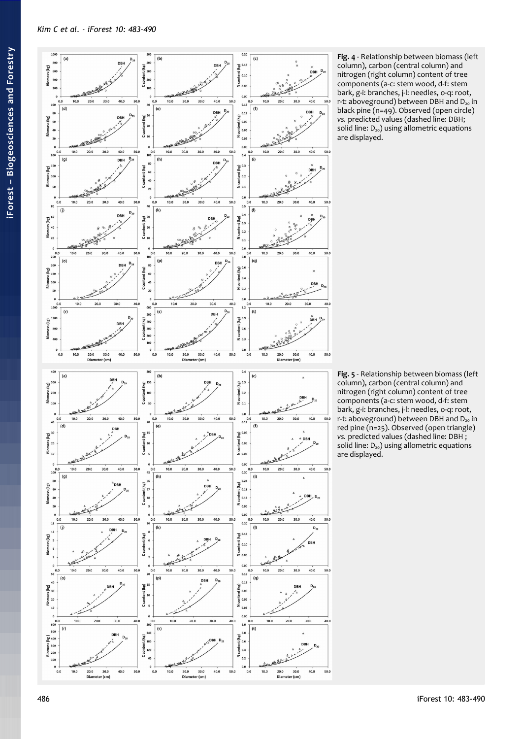**Fig. 4** - Relationship between biomass (left column), carbon (central column) and nitrogen (right column) content of tree components (a-c: stem wood, d-f: stem bark, g-i: branches, j-l: needles, o-q: root, r-t: aboveground) between DBH and $D_{20}$ in black pine (n=49). Observed (open circle) *vs.* predicted values (dashed line: DBH; solid line: $D_{20}$) using allometric equations are displayed.

**Fig. 5** - Relationship between biomass (left column), carbon (central column) and nitrogen (right column) content of tree components (a-c: stem wood, d-f: stem bark, g-i: branches, j-l: needles, o-q: root, r-t: aboveground) between DBH and $D_{20}$ in red pine (n=25). Observed (open triangle) *vs.* predicted values (dashed line: DBH ; solid line: $D_{20}$) using allometric equations are displayed.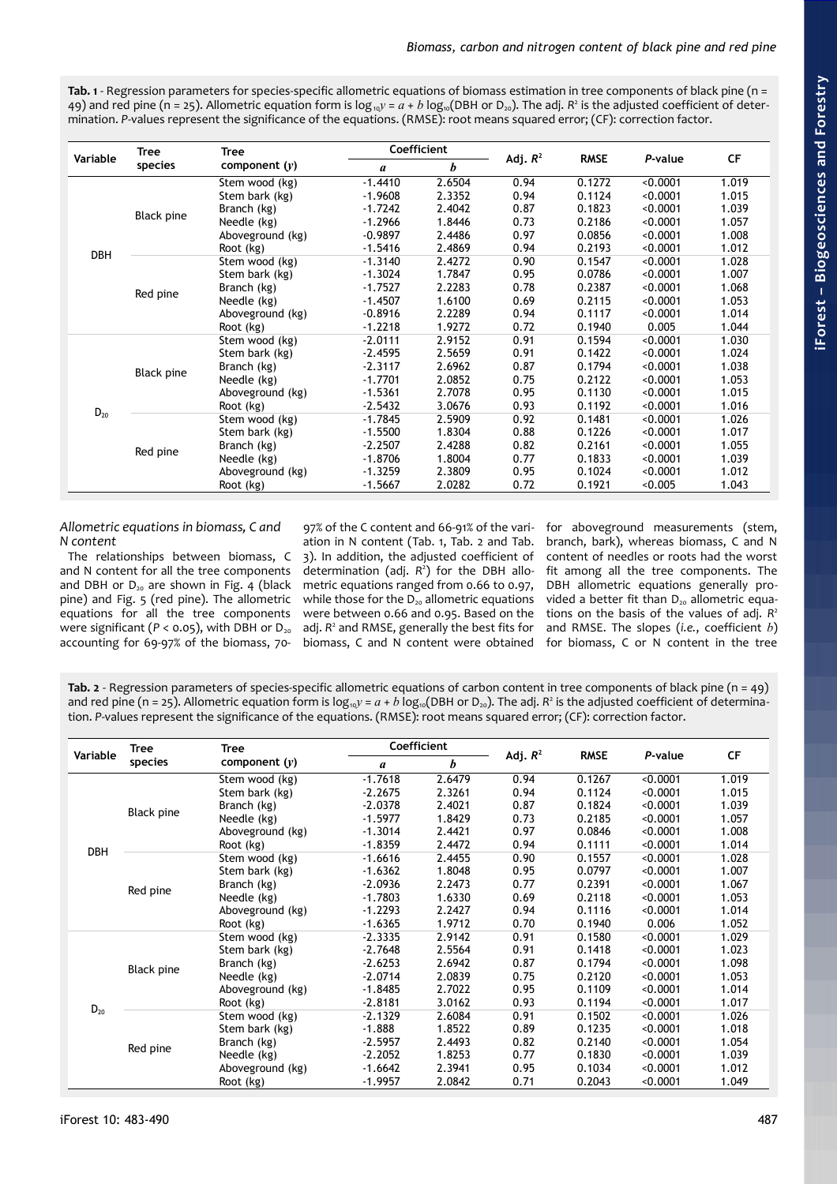**Tab. 1** - Regression parameters for species-specific allometric equations of biomass estimation in tree components of black pine (n = 49) and red pine (n = 25). Allometric equation form is $\log_{10}y = a + b \log_{10}(\text{DBH or } D_{20})$. The adj. $R^2$ is the adjusted coefficient of determination. *P*-values represent the significance of the equations. (RMSE): root means squared error; (CF): correction factor.

| Variable | Tree species | Tree component ($y$) | Coefficient | | Adj. $R^2$ | RMSE | *P*-value | CF |
|---|---|---|---|---|---|---|---|---|
| | | | $a$ | $b$ | | | | |
| DBH | Black pine | Stem wood (kg) | -1.4410 | 2.6504 | 0.94 | 0.1272 | <0.0001 | 1.019 |
| | | Stem bark (kg) | -1.9608 | 2.3352 | 0.94 | 0.1124 | <0.0001 | 1.015 |
| | | Branch (kg) | -1.7242 | 2.4042 | 0.87 | 0.1823 | <0.0001 | 1.039 |
| | | Needle (kg) | -1.2966 | 1.8446 | 0.73 | 0.2186 | <0.0001 | 1.057 |
| | | Aboveground (kg) | -0.9897 | 2.4486 | 0.97 | 0.0856 | <0.0001 | 1.008 |
| | | Root (kg) | -1.5416 | 2.4869 | 0.94 | 0.2193 | <0.0001 | 1.012 |
| | Red pine | Stem wood (kg) | -1.3140 | 2.4272 | 0.90 | 0.1547 | <0.0001 | 1.028 |
| | | Stem bark (kg) | -1.3024 | 1.7847 | 0.95 | 0.0786 | <0.0001 | 1.007 |
| | | Branch (kg) | -1.7527 | 2.2283 | 0.78 | 0.2387 | <0.0001 | 1.068 |
| | | Needle (kg) | -1.4507 | 1.6100 | 0.69 | 0.2115 | <0.0001 | 1.053 |
| | | Aboveground (kg) | -0.8916 | 2.2289 | 0.94 | 0.1117 | <0.0001 | 1.014 |
| | | Root (kg) | -1.2218 | 1.9272 | 0.72 | 0.1940 | 0.005 | 1.044 |
| $D_{20}$ | Black pine | Stem wood (kg) | -2.0111 | 2.9152 | 0.91 | 0.1594 | <0.0001 | 1.030 |
| | | Stem bark (kg) | -2.4595 | 2.5659 | 0.91 | 0.1422 | <0.0001 | 1.024 |
| | | Branch (kg) | -2.3117 | 2.6962 | 0.87 | 0.1794 | <0.0001 | 1.038 |
| | | Needle (kg) | -1.7701 | 2.0852 | 0.75 | 0.2122 | <0.0001 | 1.053 |
| | | Aboveground (kg) | -1.5361 | 2.7078 | 0.95 | 0.1130 | <0.0001 | 1.015 |
| | | Root (kg) | -2.5432 | 3.0676 | 0.93 | 0.1192 | <0.0001 | 1.016 |
| | Red pine | Stem wood (kg) | -1.7845 | 2.5909 | 0.92 | 0.1481 | <0.0001 | 1.026 |
| | | Stem bark (kg) | -1.5500 | 1.8304 | 0.88 | 0.1226 | <0.0001 | 1.017 |
| | | Branch (kg) | -2.2507 | 2.4288 | 0.82 | 0.2161 | <0.0001 | 1.055 |
| | | Needle (kg) | -1.8706 | 1.8004 | 0.77 | 0.1833 | <0.0001 | 1.039 |
| | | Aboveground (kg) | -1.3259 | 2.3809 | 0.95 | 0.1024 | <0.0001 | 1.012 |
| | | Root (kg) | -1.5667 | 2.0282 | 0.72 | 0.1921 | <0.005 | 1.043 |

### *Allometric equations in biomass, C and N content*

The relationships between biomass, C and N content for all the tree components and DBH or $D_{20}$ are shown in Fig. 4 (black pine) and Fig. 5 (red pine). The allometric equations for all the tree components were significant ($P < 0.05$), with DBH or $D_{20}$ accounting for 69-97% of the biomass, 70-97% of the C content and 66-91% of the variation in N content (Tab. 1, Tab. 2 and Tab. 3). In addition, the adjusted coefficient of determination (adj. $R^2$) for the DBH allometric equations ranged from 0.66 to 0.97, while those for the $D_{20}$ allometric equations were between 0.66 and 0.95. Based on the adj. $R^2$ and RMSE, generally the best fits for biomass, C and N content were obtained for aboveground measurements (stem, branch, bark), whereas biomass, C and N content of needles or roots had the worst fit among all the tree components. The DBH allometric equations generally provided a better fit than $D_{20}$ allometric equations on the basis of the values of adj. $R^2$ and RMSE. The slopes (*i.e.*, coefficient $b$) for biomass, C or N content in the tree

**Tab. 2** - Regression parameters of species-specific allometric equations of carbon content in tree components of black pine (n = 49) and red pine (n = 25). Allometric equation form is $\log_{10}y = a + b \log_{10}(\text{DBH or } D_{20})$. The adj. $R^2$ is the adjusted coefficient of determination. *P*-values represent the significance of the equations. (RMSE): root means squared error; (CF): correction factor.

| Variable | Tree species | Tree component ($y$) | Coefficient | | Adj. $R^2$ | RMSE | *P*-value | CF |
|---|---|---|---|---|---|---|---|---|
| | | | $a$ | $b$ | | | | |
| DBH | Black pine | Stem wood (kg) | -1.7618 | 2.6479 | 0.94 | 0.1267 | <0.0001 | 1.019 |
| | | Stem bark (kg) | -2.2675 | 2.3261 | 0.94 | 0.1124 | <0.0001 | 1.015 |
| | | Branch (kg) | -2.0378 | 2.4021 | 0.87 | 0.1824 | <0.0001 | 1.039 |
| | | Needle (kg) | -1.5977 | 1.8429 | 0.73 | 0.2185 | <0.0001 | 1.057 |
| | | Aboveground (kg) | -1.3014 | 2.4421 | 0.97 | 0.0846 | <0.0001 | 1.008 |
| | | Root (kg) | -1.8359 | 2.4472 | 0.94 | 0.1111 | <0.0001 | 1.014 |
| | Red pine | Stem wood (kg) | -1.6616 | 2.4455 | 0.90 | 0.1557 | <0.0001 | 1.028 |
| | | Stem bark (kg) | -1.6362 | 1.8048 | 0.95 | 0.0797 | <0.0001 | 1.007 |
| | | Branch (kg) | -2.0936 | 2.2473 | 0.77 | 0.2391 | <0.0001 | 1.067 |
| | | Needle (kg) | -1.7803 | 1.6330 | 0.69 | 0.2118 | <0.0001 | 1.053 |
| | | Aboveground (kg) | -1.2293 | 2.2427 | 0.94 | 0.1116 | <0.0001 | 1.014 |
| | | Root (kg) | -1.6365 | 1.9712 | 0.70 | 0.1940 | 0.006 | 1.052 |
| $D_{20}$ | Black pine | Stem wood (kg) | -2.3335 | 2.9142 | 0.91 | 0.1580 | <0.0001 | 1.029 |
| | | Stem bark (kg) | -2.7648 | 2.5564 | 0.91 | 0.1418 | <0.0001 | 1.023 |
| | | Branch (kg) | -2.6253 | 2.6942 | 0.87 | 0.1794 | <0.0001 | 1.098 |
| | | Needle (kg) | -2.0714 | 2.0839 | 0.75 | 0.2120 | <0.0001 | 1.053 |
| | | Aboveground (kg) | -1.8485 | 2.7022 | 0.95 | 0.1109 | <0.0001 | 1.014 |
| | | Root (kg) | -2.8181 | 3.0162 | 0.93 | 0.1194 | <0.0001 | 1.017 |
| | Red pine | Stem wood (kg) | -2.1329 | 2.6084 | 0.91 | 0.1502 | <0.0001 | 1.026 |
| | | Stem bark (kg) | -1.888 | 1.8522 | 0.89 | 0.1235 | <0.0001 | 1.018 |
| | | Branch (kg) | -2.5957 | 2.4493 | 0.82 | 0.2140 | <0.0001 | 1.054 |
| | | Needle (kg) | -2.2052 | 1.8253 | 0.77 | 0.1830 | <0.0001 | 1.039 |
| | | Aboveground (kg) | -1.6642 | 2.3941 | 0.95 | 0.1034 | <0.0001 | 1.012 |
| | | Root (kg) | -1.9957 | 2.0842 | 0.71 | 0.2043 | <0.0001 | 1.049 |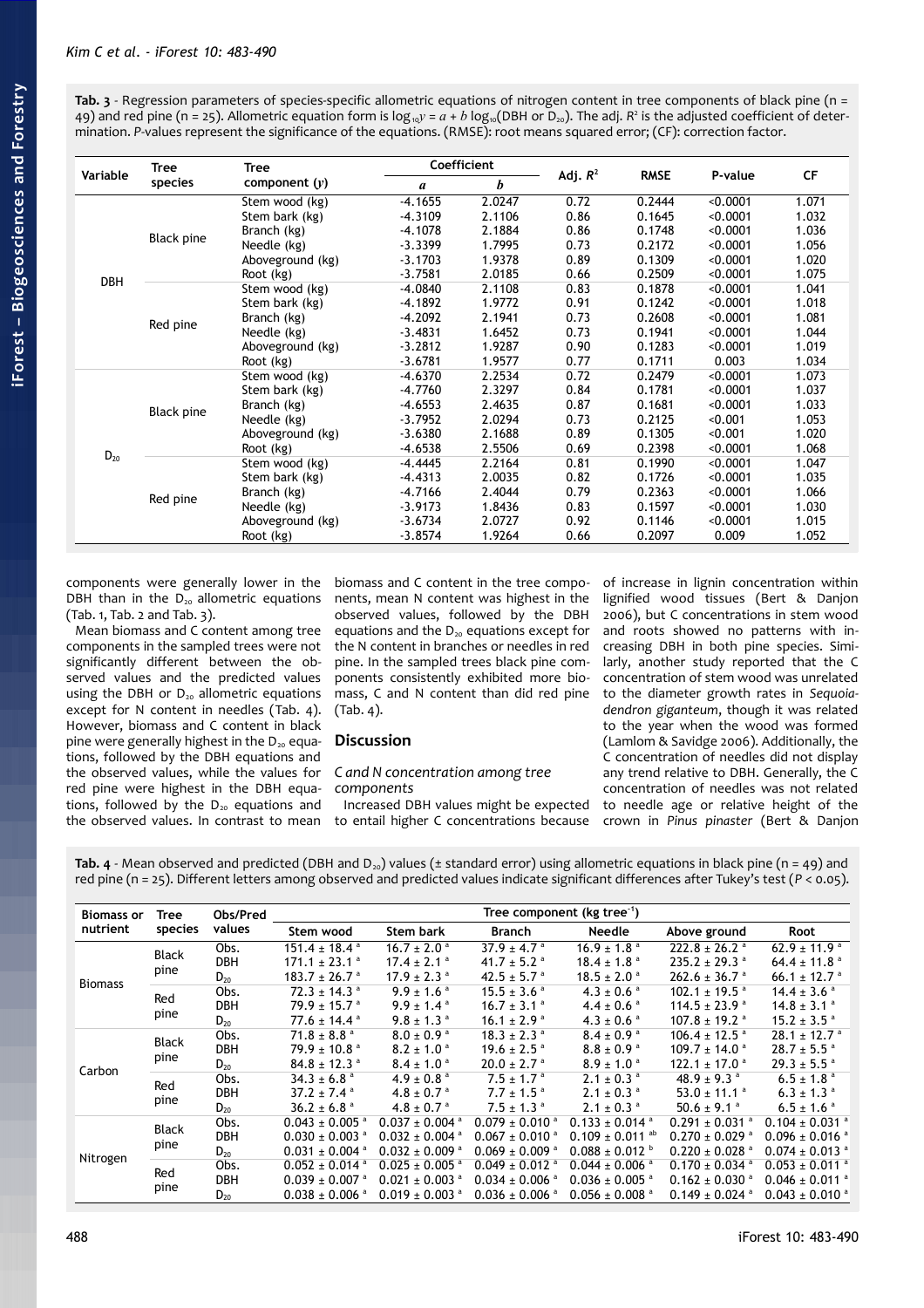**Tab. 3** - Regression parameters of species-specific allometric equations of nitrogen content in tree components of black pine (n = 49) and red pine (n = 25). Allometric equation form is $\log_{10}y = a + b \log_{10}(\text{DBH or } D_{20})$. The adj. $R^2$ is the adjusted coefficient of determination. *P*-values represent the significance of the equations. (RMSE): root means squared error; (CF): correction factor.

| Variable | Tree species | Tree component ($y$) | Coefficient $a$ | Coefficient $b$ | Adj. $R^2$ | RMSE | P-value | CF |
|---|---|---|---|---|---|---|---|---|
| DBH | Black pine | Stem wood (kg) | -4.1655 | 2.0247 | 0.72 | 0.2444 | <0.0001 | 1.071 |
| | | Stem bark (kg) | -4.3109 | 2.1106 | 0.86 | 0.1645 | <0.0001 | 1.032 |
| | | Branch (kg) | -4.1078 | 2.1884 | 0.86 | 0.1748 | <0.0001 | 1.036 |
| | | Needle (kg) | -3.3399 | 1.7995 | 0.73 | 0.2172 | <0.0001 | 1.056 |
| | | Aboveground (kg) | -3.1703 | 1.9378 | 0.89 | 0.1309 | <0.0001 | 1.020 |
| | | Root (kg) | -3.7581 | 2.0185 | 0.66 | 0.2509 | <0.0001 | 1.075 |
| | Red pine | Stem wood (kg) | -4.0840 | 2.1108 | 0.83 | 0.1878 | <0.0001 | 1.041 |
| | | Stem bark (kg) | -4.1892 | 1.9772 | 0.91 | 0.1242 | <0.0001 | 1.018 |
| | | Branch (kg) | -4.2092 | 2.1941 | 0.73 | 0.2608 | <0.0001 | 1.081 |
| | | Needle (kg) | -3.4831 | 1.6452 | 0.73 | 0.1941 | <0.0001 | 1.044 |
| | | Aboveground (kg) | -3.2812 | 1.9287 | 0.90 | 0.1283 | <0.0001 | 1.019 |
| | | Root (kg) | -3.6781 | 1.9577 | 0.77 | 0.1711 | 0.003 | 1.034 |
| $D_{20}$ | Black pine | Stem wood (kg) | -4.6370 | 2.2534 | 0.72 | 0.2479 | <0.0001 | 1.073 |
| | | Stem bark (kg) | -4.7760 | 2.3297 | 0.84 | 0.1781 | <0.0001 | 1.037 |
| | | Branch (kg) | -4.6553 | 2.4635 | 0.87 | 0.1681 | <0.0001 | 1.033 |
| | | Needle (kg) | -3.7952 | 2.0294 | 0.73 | 0.2125 | <0.001 | 1.053 |
| | | Aboveground (kg) | -3.6380 | 2.1688 | 0.89 | 0.1305 | <0.001 | 1.020 |
| | | Root (kg) | -4.6538 | 2.5506 | 0.69 | 0.2398 | <0.0001 | 1.068 |
| | Red pine | Stem wood (kg) | -4.4445 | 2.2164 | 0.81 | 0.1990 | <0.0001 | 1.047 |
| | | Stem bark (kg) | -4.4313 | 2.0035 | 0.82 | 0.1726 | <0.0001 | 1.035 |
| | | Branch (kg) | -4.7166 | 2.4044 | 0.79 | 0.2363 | <0.0001 | 1.066 |
| | | Needle (kg) | -3.9173 | 1.8436 | 0.83 | 0.1597 | <0.0001 | 1.030 |
| | | Aboveground (kg) | -3.6734 | 2.0727 | 0.92 | 0.1146 | <0.0001 | 1.015 |
| | | Root (kg) | -3.8574 | 1.9264 | 0.66 | 0.2097 | 0.009 | 1.052 |

components were generally lower in the DBH than in the $D_{20}$ allometric equations (Tab. 1, Tab. 2 and Tab. 3).

Mean biomass and C content among tree components in the sampled trees were not significantly different between the observed values and the predicted values using the DBH or $D_{20}$ allometric equations except for N content in needles (Tab. 4). However, biomass and C content in black pine were generally highest in the $D_{20}$ equations, followed by the DBH equations and the observed values, while the values for red pine were highest in the DBH equations, followed by the $D_{20}$ equations and the observed values. In contrast to mean biomass and C content in the tree components, mean N content was highest in the observed values, followed by the DBH equations and the $D_{20}$ equations except for the N content in branches or needles in red pine. In the sampled trees black pine components consistently exhibited more biomass, C and N content than did red pine (Tab. 4).

## Discussion

### C and N concentration among tree components

Increased DBH values might be expected to entail higher C concentrations because of increase in lignin concentration within lignified wood tissues (Bert & Danjon 2006), but C concentrations in stem wood and roots showed no patterns with increasing DBH in both pine species. Similarly, another study reported that the C concentration of stem wood was unrelated to the diameter growth rates in *Sequoiadendron giganteum*, though it was related to the year when the wood was formed (Lamlom & Savidge 2006). Additionally, the C concentration of needles did not display any trend relative to DBH. Generally, the C concentration of needles was not related to needle age or relative height of the crown in *Pinus pinaster* (Bert & Danjon

**Tab. 4** - Mean observed and predicted (DBH and $D_{20}$) values (± standard error) using allometric equations in black pine (n = 49) and red pine (n = 25). Different letters among observed and predicted values indicate significant differences after Tukey's test ($P < 0.05$).

| Biomass or nutrient | Tree species | Obs/Pred values | Stem wood | Stem bark | Branch | Needle | Above ground | Root |
|---|---|---|---|---|---|---|---|---|
| | | | Tree component (kg tree$^{-1}$) | | | | | |
| Biomass | Black pine | Obs. | 151.4 ± 18.4 [a] | 16.7 ± 2.0 [a] | 37.9 ± 4.7 [a] | 16.9 ± 1.8 [a] | 222.8 ± 26.2 [a] | 62.9 ± 11.9 [a] |
| | | DBH | 171.1 ± 23.1 [a] | 17.4 ± 2.1 [a] | 41.7 ± 5.2 [a] | 18.4 ± 1.8 [a] | 235.2 ± 29.3 [a] | 64.4 ± 11.8 [a] |
| | | $D_{20}$ | 183.7 ± 26.7 [a] | 17.9 ± 2.3 [a] | 42.5 ± 5.7 [a] | 18.5 ± 2.0 [a] | 262.6 ± 36.7 [a] | 66.1 ± 12.7 [a] |
| | Red pine | Obs. | 72.3 ± 14.3 [a] | 9.9 ± 1.6 [a] | 15.5 ± 3.6 [a] | 4.3 ± 0.6 [a] | 102.1 ± 19.5 [a] | 14.4 ± 3.6 [a] |
| | | DBH | 79.9 ± 15.7 [a] | 9.9 ± 1.4 [a] | 16.7 ± 3.1 [a] | 4.4 ± 0.6 [a] | 114.5 ± 23.9 [a] | 14.8 ± 3.1 [a] |
| | | $D_{20}$ | 77.6 ± 14.4 [a] | 9.8 ± 1.3 [a] | 16.1 ± 2.9 [a] | 4.3 ± 0.6 [a] | 107.8 ± 19.2 [a] | 15.2 ± 3.5 [a] |
| Carbon | Black pine | Obs. | 71.8 ± 8.8 [a] | 8.0 ± 0.9 [a] | 18.3 ± 2.3 [a] | 8.4 ± 0.9 [a] | 106.4 ± 12.5 [a] | 28.1 ± 12.7 [a] |
| | | DBH | 79.9 ± 10.8 [a] | 8.2 ± 1.0 [a] | 19.6 ± 2.5 [a] | 8.8 ± 0.9 [a] | 109.7 ± 14.0 [a] | 28.7 ± 5.5 [a] |
| | | $D_{20}$ | 84.8 ± 12.3 [a] | 8.4 ± 1.0 [a] | 20.0 ± 2.7 [a] | 8.9 ± 1.0 [a] | 122.1 ± 17.0 [a] | 29.3 ± 5.5 [a] |
| | Red pine | Obs. | 34.3 ± 6.8 [a] | 4.9 ± 0.8 [a] | 7.5 ± 1.7 [a] | 2.1 ± 0.3 [a] | 48.9 ± 9.3 [a] | 6.5 ± 1.8 [a] |
| | | DBH | 37.2 ± 7.4 [a] | 4.8 ± 0.7 [a] | 7.7 ± 1.5 [a] | 2.1 ± 0.3 [a] | 53.0 ± 11.1 [a] | 6.3 ± 1.3 [a] |
| | | $D_{20}$ | 36.2 ± 6.8 [a] | 4.8 ± 0.7 [a] | 7.5 ± 1.3 [a] | 2.1 ± 0.3 [a] | 50.6 ± 9.1 [a] | 6.5 ± 1.6 [a] |
| Nitrogen | Black pine | Obs. | 0.043 ± 0.005 [a] | 0.037 ± 0.004 [a] | 0.079 ± 0.010 [a] | 0.133 ± 0.014 [a] | 0.291 ± 0.031 [a] | 0.104 ± 0.031 [a] |
| | | DBH | 0.030 ± 0.003 [a] | 0.032 ± 0.004 [a] | 0.067 ± 0.010 [a] | 0.109 ± 0.011 [ab] | 0.270 ± 0.029 [a] | 0.096 ± 0.016 [a] |
| | | $D_{20}$ | 0.031 ± 0.004 [a] | 0.032 ± 0.009 [a] | 0.069 ± 0.009 [a] | 0.088 ± 0.012 [b] | 0.220 ± 0.028 [a] | 0.074 ± 0.013 [a] |
| | Red pine | Obs. | 0.052 ± 0.014 [a] | 0.025 ± 0.005 [a] | 0.049 ± 0.012 [a] | 0.044 ± 0.006 [a] | 0.170 ± 0.034 [a] | 0.053 ± 0.011 [a] |
| | | DBH | 0.039 ± 0.007 [a] | 0.021 ± 0.003 [a] | 0.034 ± 0.006 [a] | 0.036 ± 0.005 [a] | 0.162 ± 0.030 [a] | 0.046 ± 0.011 [a] |
| | | $D_{20}$ | 0.038 ± 0.006 [a] | 0.019 ± 0.003 [a] | 0.036 ± 0.006 [a] | 0.056 ± 0.008 [a] | 0.149 ± 0.024 [a] | 0.043 ± 0.010 [a] |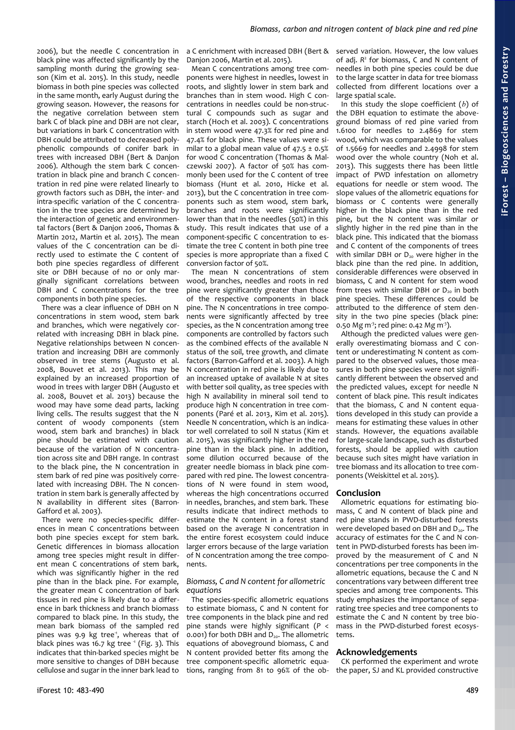2006), but the needle C concentration in black pine was affected significantly by the sampling month during the growing season (Kim et al. 2015). In this study, needle biomass in both pine species was collected in the same month, early August during the growing season. However, the reasons for the negative correlation between stem bark C of black pine and DBH are not clear, but variations in bark C concentration with DBH could be attributed to decreased polyphenolic compounds of conifer bark in trees with increased DBH (Bert & Danjon 2006). Although the stem bark C concentration in black pine and branch C concentration in red pine were related linearly to growth factors such as DBH, the inter- and intra-specific variation of the C concentration in the tree species are determined by the interaction of genetic and environmental factors (Bert & Danjon 2006, Thomas & Martin 2012, Martin et al. 2015). The mean values of the C concentration can be directly used to estimate the C content of both pine species regardless of different site or DBH because of no or only marginally significant correlations between DBH and C concentrations for the tree components in both pine species.

There was a clear influence of DBH on N concentrations in stem wood, stem bark and branches, which were negatively correlated with increasing DBH in black pine. Negative relationships between N concentration and increasing DBH are commonly observed in tree stems (Augusto et al. 2008, Bouvet et al. 2013). This may be explained by an increased proportion of wood in trees with larger DBH (Augusto et al. 2008, Bouvet et al. 2013) because the wood may have some dead parts, lacking living cells. The results suggest that the N content of woody components (stem wood, stem bark and branches) in black pine should be estimated with caution because of the variation of N concentration across site and DBH range. In contrast to the black pine, the N concentration in stem bark of red pine was positively correlated with increasing DBH. The N concentration in stem bark is generally affected by N availability in different sites (Barron-Gafford et al. 2003).

There were no species-specific differences in mean C concentrations between both pine species except for stem bark. Genetic differences in biomass allocation among tree species might result in different mean C concentrations of stem bark, which was significantly higher in the red pine than in the black pine. For example, the greater mean C concentration of bark tissues in red pine is likely due to a difference in bark thickness and branch biomass compared to black pine. In this study, the mean bark biomass of the sampled red pines was 9.9 kg tree$^{-1}$, whereas that of black pines was 16.7 kg tree$^{-1}$ (Fig. 3). This indicates that thin-barked species might be more sensitive to changes of DBH because cellulose and sugar in the inner bark lead to a C enrichment with increased DBH (Bert & Danjon 2006, Martin et al. 2015).

Mean C concentrations among tree components were highest in needles, lowest in roots, and slightly lower in stem bark and branches than in stem wood. High C concentrations in needles could be non-structural C compounds such as sugar and starch (Hoch et al. 2003). C concentrations in stem wood were 47.3% for red pine and 47.4% for black pine. These values were similar to a global mean value of 47.5 ± 0.5% for wood C concentration (Thomas & Malczewski 2007). A factor of 50% has commonly been used for the C content of tree biomass (Hunt et al. 2010, Hicke et al. 2013), but the C concentration in tree components such as stem wood, stem bark, branches and roots were significantly lower than that in the needles (50%) in this study. This result indicates that use of a component-specific C concentration to estimate the tree C content in both pine tree species is more appropriate than a fixed C conversion factor of 50%.

The mean N concentrations of stem wood, branches, needles and roots in red pine were significantly greater than those of the respective components in black pine. The N concentrations in tree components were significantly affected by tree species, as the N concentration among tree components are controlled by factors such as the combined effects of the available N status of the soil, tree growth, and climate factors (Barron-Gafford et al. 2003). A high N concentration in red pine is likely due to an increased uptake of available N at sites with better soil quality, as tree species with high N availability in mineral soil tend to produce high N concentration in tree components (Paré et al. 2013, Kim et al. 2015). Needle N concentration, which is an indicator well correlated to soil N status (Kim et al. 2015), was significantly higher in the red pine than in the black pine. In addition, some dilution occurred because of the greater needle biomass in black pine compared with red pine. The lowest concentrations of N were found in stem wood, whereas the high concentrations occurred in needles, branches, and stem bark. These results indicate that indirect methods to estimate the N content in a forest stand based on the average N concentration in the entire forest ecosystem could induce larger errors because of the large variation of N concentration among the tree components.

### *Biomass, C and N content for allometric equations*

The species-specific allometric equations to estimate biomass, C and N content for tree components in the black pine and red pine stands were highly significant ($P < 0.001$) for both DBH and $D_{20}$. The allometric equations of aboveground biomass, C and N content provided better fits among the tree component-specific allometric equations, ranging from 81 to 96% of the observed variation. However, the low values of adj. $R^2$ for biomass, C and N content of needles in both pine species could be due to the large scatter in data for tree biomass collected from different locations over a large spatial scale.

In this study the slope coefficient ($b$) of the DBH equation to estimate the aboveground biomass of red pine varied from 1.6100 for needles to 2.4869 for stem wood, which was comparable to the values of 1.5669 for needles and 2.4998 for stem wood over the whole country (Noh et al. 2013). This suggests there has been little impact of PWD infestation on allometry equations for needle or stem wood. The slope values of the allometric equations for biomass or C contents were generally higher in the black pine than in the red pine, but the N content was similar or slightly higher in the red pine than in the black pine. This indicated that the biomass and C content of the components of trees with similar DBH or $D_{20}$ were higher in the black pine than the red pine. In addition, considerable differences were observed in biomass, C and N content for stem wood from trees with similar DBH or $D_{20}$ in both pine species. These differences could be attributed to the difference of stem density in the two pine species (black pine: 0.50 Mg m$^{-3}$; red pine: 0.42 Mg m$^{-3}$).

Although the predicted values were generally overestimating biomass and C content or underestimating N content as compared to the observed values, those measures in both pine species were not significantly different between the observed and the predicted values, except for needle N content of black pine. This result indicates that the biomass, C and N content equations developed in this study can provide a means for estimating these values in other stands. However, the equations available for large-scale landscape, such as disturbed forests, should be applied with caution because such sites might have variation in tree biomass and its allocation to tree components (Weiskittel et al. 2015).

## Conclusion

Allometric equations for estimating biomass, C and N content of black pine and red pine stands in PWD-disturbed forests were developed based on DBH and $D_{20}$. The accuracy of estimates for the C and N content in PWD-disturbed forests has been improved by the measurement of C and N concentrations per tree components in the allometric equations, because the C and N concentrations vary between different tree species and among tree components. This study emphasizes the importance of separating tree species and tree components to estimate the C and N content by tree biomass in the PWD-disturbed forest ecosystems.

## Acknowledgements

CK performed the experiment and wrote the paper, SJ and KL provided constructive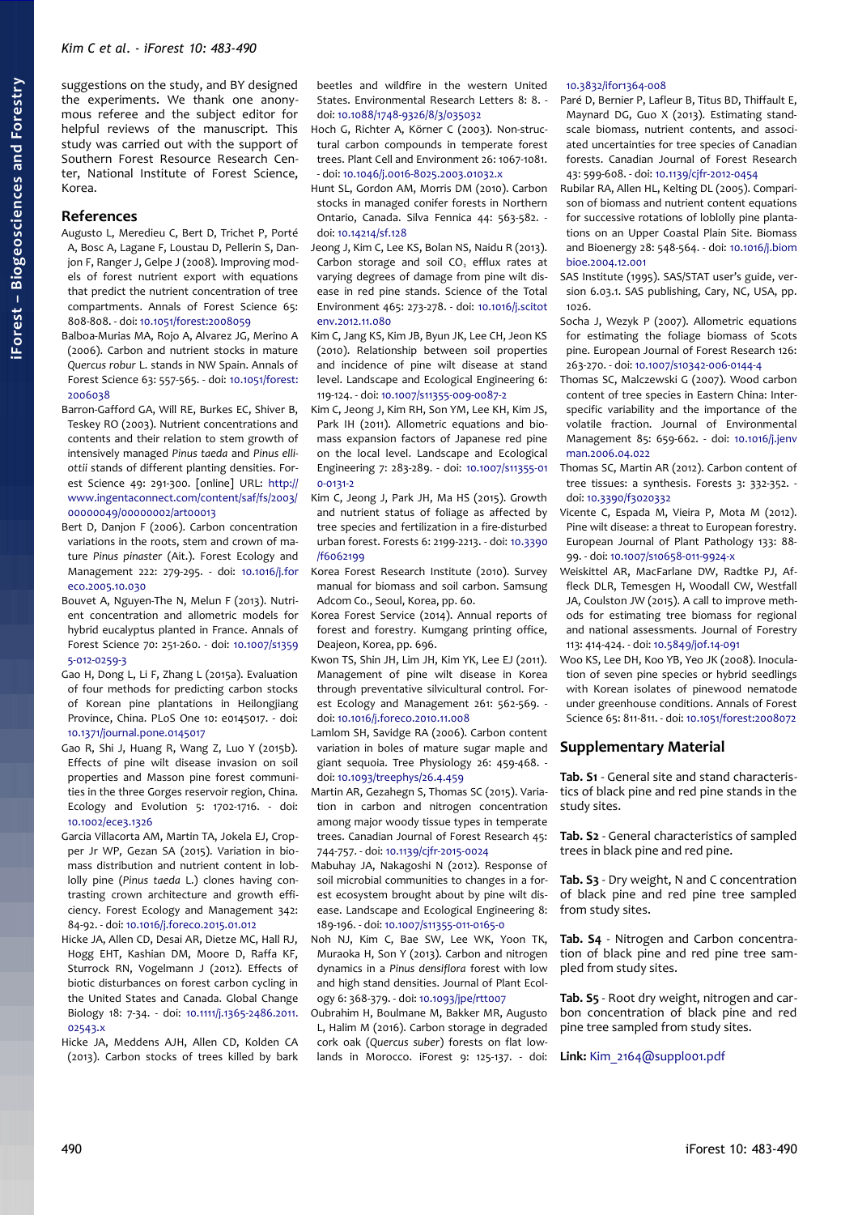suggestions on the study, and BY designed the experiments. We thank one anonymous referee and the subject editor for helpful reviews of the manuscript. This study was carried out with the support of Southern Forest Resource Research Center, National Institute of Forest Science, Korea.

## References

Augusto L, Meredieu C, Bert D, Trichet P, Porté A, Bosc A, Lagane F, Loustau D, Pellerin S, Danjon F, Ranger J, Gelpe J (2008). Improving models of forest nutrient export with equations that predict the nutrient concentration of tree compartments. Annals of Forest Science 65: 808-808. - doi: 10.1051/forest:2008059

Balboa-Murias MA, Rojo A, Alvarez JG, Merino A (2006). Carbon and nutrient stocks in mature *Quercus robur* L. stands in NW Spain. Annals of Forest Science 63: 557-565. - doi: 10.1051/forest:2006038

Barron-Gafford GA, Will RE, Burkes EC, Shiver B, Teskey RO (2003). Nutrient concentrations and contents and their relation to stem growth of intensively managed *Pinus taeda* and *Pinus elliottii* stands of different planting densities. Forest Science 49: 291-300. [online] URL: http://www.ingentaconnect.com/content/saf/fs/2003/00000049/00000002/art00013

Bert D, Danjon F (2006). Carbon concentration variations in the roots, stem and crown of mature *Pinus pinaster* (Ait.). Forest Ecology and Management 222: 279-295. - doi: 10.1016/j.foreco.2005.10.030

Bouvet A, Nguyen-The N, Melun F (2013). Nutrient concentration and allometric models for hybrid eucalyptus planted in France. Annals of Forest Science 70: 251-260. - doi: 10.1007/s13595-012-0259-3

Gao H, Dong L, Li F, Zhang L (2015a). Evaluation of four methods for predicting carbon stocks of Korean pine plantations in Heilongjiang Province, China. PLoS One 10: e0145017. - doi: 10.1371/journal.pone.0145017

Gao R, Shi J, Huang R, Wang Z, Luo Y (2015b). Effects of pine wilt disease invasion on soil properties and Masson pine forest communities in the three Gorges reservoir region, China. Ecology and Evolution 5: 1702-1716. - doi: 10.1002/ece3.1326

Garcia Villacorta AM, Martin TA, Jokela EJ, Cropper Jr WP, Gezan SA (2015). Variation in biomass distribution and nutrient content in loblolly pine (*Pinus taeda* L.) clones having contrasting crown architecture and growth efficiency. Forest Ecology and Management 342: 84-92. - doi: 10.1016/j.foreco.2015.01.012

Hicke JA, Allen CD, Desai AR, Dietze MC, Hall RJ, Hogg EHT, Kashian DM, Moore D, Raffa KF, Sturrock RN, Vogelmann J (2012). Effects of biotic disturbances on forest carbon cycling in the United States and Canada. Global Change Biology 18: 7-34. - doi: 10.1111/j.1365-2486.2011.02543.x

Hicke JA, Meddens AJH, Allen CD, Kolden CA (2013). Carbon stocks of trees killed by bark beetles and wildfire in the western United States. Environmental Research Letters 8: 8. - doi: 10.1088/1748-9326/8/3/035032

Hoch G, Richter A, Körner C (2003). Non-structural carbon compounds in temperate forest trees. Plant Cell and Environment 26: 1067-1081. - doi: 10.1046/j.0016-8025.2003.01032.x

Hunt SL, Gordon AM, Morris DM (2010). Carbon stocks in managed conifer forests in Northern Ontario, Canada. Silva Fennica 44: 563-582. - doi: 10.14214/sf.128

Jeong J, Kim C, Lee KS, Bolan NS, Naidu R (2013). Carbon storage and soil $CO_2$ efflux rates at varying degrees of damage from pine wilt disease in red pine stands. Science of the Total Environment 465: 273-278. - doi: 10.1016/j.scitotenv.2012.11.080

Kim C, Jang KS, Kim JB, Byun JK, Lee CH, Jeon KS (2010). Relationship between soil properties and incidence of pine wilt disease at stand level. Landscape and Ecological Engineering 6: 119-124. - doi: 10.1007/s11355-009-0087-2

Kim C, Jeong J, Kim RH, Son YM, Lee KH, Kim JS, Park IH (2011). Allometric equations and biomass expansion factors of Japanese red pine on the local level. Landscape and Ecological Engineering 7: 283-289. - doi: 10.1007/s11355-010-0131-2

Kim C, Jeong J, Park JH, Ma HS (2015). Growth and nutrient status of foliage as affected by tree species and fertilization in a fire-disturbed urban forest. Forests 6: 2199-2213. - doi: 10.3390/f6062199

Korea Forest Research Institute (2010). Survey manual for biomass and soil carbon. Samsung Adcom Co., Seoul, Korea, pp. 60.

Korea Forest Service (2014). Annual reports of forest and forestry. Kumgang printing office, Deajeon, Korea, pp. 696.

Kwon TS, Shin JH, Lim JH, Kim YK, Lee EJ (2011). Management of pine wilt disease in Korea through preventative silvicultural control. Forest Ecology and Management 261: 562-569. - doi: 10.1016/j.foreco.2010.11.008

Lamlom SH, Savidge RA (2006). Carbon content variation in boles of mature sugar maple and giant sequoia. Tree Physiology 26: 459-468. - doi: 10.1093/treephys/26.4.459

Martin AR, Gezahegn S, Thomas SC (2015). Variation in carbon and nitrogen concentration among major woody tissue types in temperate trees. Canadian Journal of Forest Research 45: 744-757. - doi: 10.1139/cjfr-2015-0024

Mabuhay JA, Nakagoshi N (2012). Response of soil microbial communities to changes in a forest ecosystem brought about by pine wilt disease. Landscape and Ecological Engineering 8: 189-196. - doi: 10.1007/s11355-011-0165-0

Noh NJ, Kim C, Bae SW, Lee WK, Yoon TK, Muraoka H, Son Y (2013). Carbon and nitrogen dynamics in a *Pinus densiflora* forest with low and high stand densities. Journal of Plant Ecology 6: 368-379. - doi: 10.1093/jpe/rtt007

Oubrahim H, Boulmane M, Bakker MR, Augusto L, Halim M (2016). Carbon storage in degraded cork oak (*Quercus suber*) forests on flat lowlands in Morocco. iForest 9: 125-137. - doi: 10.3832/ifor1364-008

Paré D, Bernier P, Lafleur B, Titus BD, Thiffault E, Maynard DG, Guo X (2013). Estimating stand-scale biomass, nutrient contents, and associated uncertainties for tree species of Canadian forests. Canadian Journal of Forest Research 43: 599-608. - doi: 10.1139/cjfr-2012-0454

Rubilar RA, Allen HL, Kelting DL (2005). Comparison of biomass and nutrient content equations for successive rotations of loblolly pine plantations on an Upper Coastal Plain Site. Biomass and Bioenergy 28: 548-564. - doi: 10.1016/j.biombioe.2004.12.001

SAS Institute (1995). SAS/STAT user's guide, version 6.03.1. SAS publishing, Cary, NC, USA, pp. 1026.

Socha J, Wezyk P (2007). Allometric equations for estimating the foliage biomass of Scots pine. European Journal of Forest Research 126: 263-270. - doi: 10.1007/s10342-006-0144-4

Thomas SC, Malczewski G (2007). Wood carbon content of tree species in Eastern China: Interspecific variability and the importance of the volatile fraction. Journal of Environmental Management 85: 659-662. - doi: 10.1016/j.jenvman.2006.04.022

Thomas SC, Martin AR (2012). Carbon content of tree tissues: a synthesis. Forests 3: 332-352. - doi: 10.3390/f3020332

Vicente C, Espada M, Vieira P, Mota M (2012). Pine wilt disease: a threat to European forestry. European Journal of Plant Pathology 133: 88-99. - doi: 10.1007/s10658-011-9924-x

Weiskittel AR, MacFarlane DW, Radtke PJ, Affleck DLR, Temesgen H, Woodall CW, Westfall JA, Coulston JW (2015). A call to improve methods for estimating tree biomass for regional and national assessments. Journal of Forestry 113: 414-424. - doi: 10.5849/jof.14-091

Woo KS, Lee DH, Koo YB, Yeo JK (2008). Inoculation of seven pine species or hybrid seedlings with Korean isolates of pinewood nematode under greenhouse conditions. Annals of Forest Science 65: 811-811. - doi: 10.1051/forest:2008072

## Supplementary Material

**Tab. S1** - General site and stand characteristics of black pine and red pine stands in the study sites.

**Tab. S2** - General characteristics of sampled trees in black pine and red pine.

**Tab. S3** - Dry weight, N and C concentration of black pine and red pine tree sampled from study sites.

**Tab. S4** - Nitrogen and Carbon concentration of black pine and red pine tree sampled from study sites.

**Tab. S5** - Root dry weight, nitrogen and carbon concentration of black pine and red pine tree sampled from study sites.

**Link:** Kim_2164@suppl001.pdf